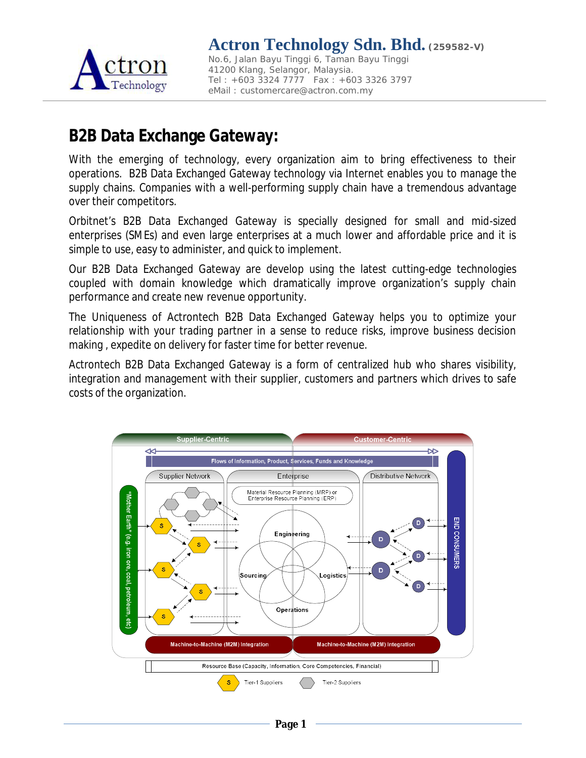**Actron Technology Sdn. Bhd.** (259582-V)
No.6, Jalan Bayu Tinggi 6, Taman Bayu Tinggi
41200 Klang, Selangor, Malaysia.
Tel : +603 3324 7777 Fax : +603 3326 3797
eMail : customercare@actron.com.my

# B2B Data Exchange Gateway:

With the emerging of technology, every organization aim to bring effectiveness to their operations. B2B Data Exchanged Gateway technology via Internet enables you to manage the supply chains. Companies with a well-performing supply chain have a tremendous advantage over their competitors.

Orbitnet's B2B Data Exchanged Gateway is specially designed for small and mid-sized enterprises (SMEs) and even large enterprises at a much lower and affordable price and it is simple to use, easy to administer, and quick to implement.

Our B2B Data Exchanged Gateway are develop using the latest cutting-edge technologies coupled with domain knowledge which dramatically improve organization's supply chain performance and create new revenue opportunity.

The Uniqueness of Actrontech B2B Data Exchanged Gateway helps you to optimize your relationship with your trading partner in a sense to reduce risks, improve business decision making , expedite on delivery for faster time for better revenue.

Actrontech B2B Data Exchanged Gateway is a form of centralized hub who shares visibility, integration and management with their supplier, customers and partners which drives to safe costs of the organization.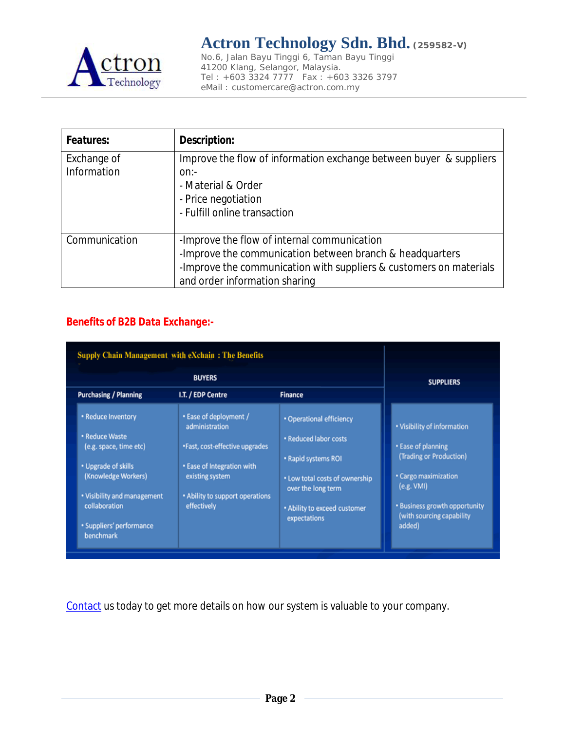# Actron Technology Sdn. Bhd. (259582-V)

No.6, Jalan Bayu Tinggi 6, Taman Bayu Tinggi
41200 Klang, Selangor, Malaysia.
Tel : +603 3324 7777 Fax : +603 3326 3797
eMail : customercare@actron.com.my

| Features: | Description: |
|---|---|
| Exchange of Information | Improve the flow of information exchange between buyer & suppliers on:-<br>- Material & Order<br>- Price negotiation<br>- Fulfill online transaction |
| Communication | -Improve the flow of internal communication<br>-Improve the communication between branch & headquarters<br>-Improve the communication with suppliers & customers on materials and order information sharing |

**Benefits of B2B Data Exchange:-**

**Supply Chain Management with eXchain : The Benefits**

| BUYERS | | | SUPPLIERS |
|---|---|---|---|
| Purchasing / Planning | I.T. / EDP Centre | Finance | |
| • Reduce Inventory<br>• Reduce Waste (e.g. space, time etc)<br>• Upgrade of skills (Knowledge Workers)<br>• Visibility and management collaboration<br>• Suppliers' performance benchmark | • Ease of deployment / administration<br>•Fast, cost-effective upgrades<br>• Ease of Integration with existing system<br>• Ability to support operations effectively | • Operational efficiency<br>• Reduced labor costs<br>• Rapid systems ROI<br>• Low total costs of ownership over the long term<br>• Ability to exceed customer expectations | • Visibility of information<br>• Ease of planning (Trading or Production)<br>• Cargo maximization (e.g. VMI)<br>• Business growth opportunity (with sourcing capability added) |

Contact us today to get more details on how our system is valuable to your company.